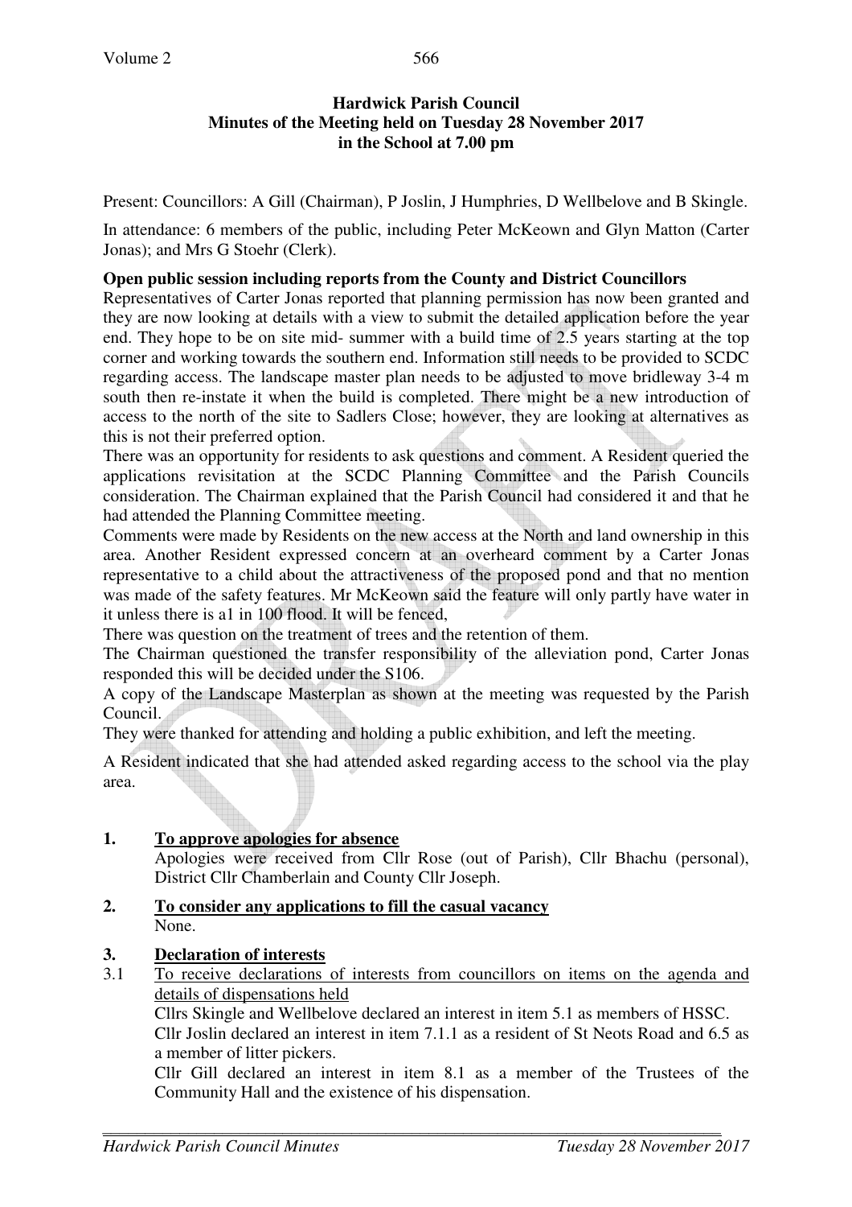**Hardwick Parish Council**
**Minutes of the Meeting held on Tuesday 28 November 2017**
**in the School at 7.00 pm**

Present: Councillors: A Gill (Chairman), P Joslin, J Humphries, D Wellbelove and B Skingle.

In attendance: 6 members of the public, including Peter McKeown and Glyn Matton (Carter Jonas); and Mrs G Stoehr (Clerk).

**Open public session including reports from the County and District Councillors**

Representatives of Carter Jonas reported that planning permission has now been granted and they are now looking at details with a view to submit the detailed application before the year end. They hope to be on site mid- summer with a build time of 2.5 years starting at the top corner and working towards the southern end. Information still needs to be provided to SCDC regarding access. The landscape master plan needs to be adjusted to move bridleway 3-4 m south then re-instate it when the build is completed. There might be a new introduction of access to the north of the site to Sadlers Close; however, they are looking at alternatives as this is not their preferred option.

There was an opportunity for residents to ask questions and comment. A Resident queried the applications revisitation at the SCDC Planning Committee and the Parish Councils consideration. The Chairman explained that the Parish Council had considered it and that he had attended the Planning Committee meeting.

Comments were made by Residents on the new access at the North and land ownership in this area. Another Resident expressed concern at an overheard comment by a Carter Jonas representative to a child about the attractiveness of the proposed pond and that no mention was made of the safety features. Mr McKeown said the feature will only partly have water in it unless there is a1 in 100 flood. It will be fenced,

There was question on the treatment of trees and the retention of them.

The Chairman questioned the transfer responsibility of the alleviation pond, Carter Jonas responded this will be decided under the S106.

A copy of the Landscape Masterplan as shown at the meeting was requested by the Parish Council.

They were thanked for attending and holding a public exhibition, and left the meeting.

A Resident indicated that she had attended asked regarding access to the school via the play area.

**1. To approve apologies for absence**

Apologies were received from Cllr Rose (out of Parish), Cllr Bhachu (personal), District Cllr Chamberlain and County Cllr Joseph.

**2. To consider any applications to fill the casual vacancy**

None.

**3. Declaration of interests**

3.1 To receive declarations of interests from councillors on items on the agenda and details of dispensations held

Cllrs Skingle and Wellbelove declared an interest in item 5.1 as members of HSSC.

Cllr Joslin declared an interest in item 7.1.1 as a resident of St Neots Road and 6.5 as a member of litter pickers.

Cllr Gill declared an interest in item 8.1 as a member of the Trustees of the Community Hall and the existence of his dispensation.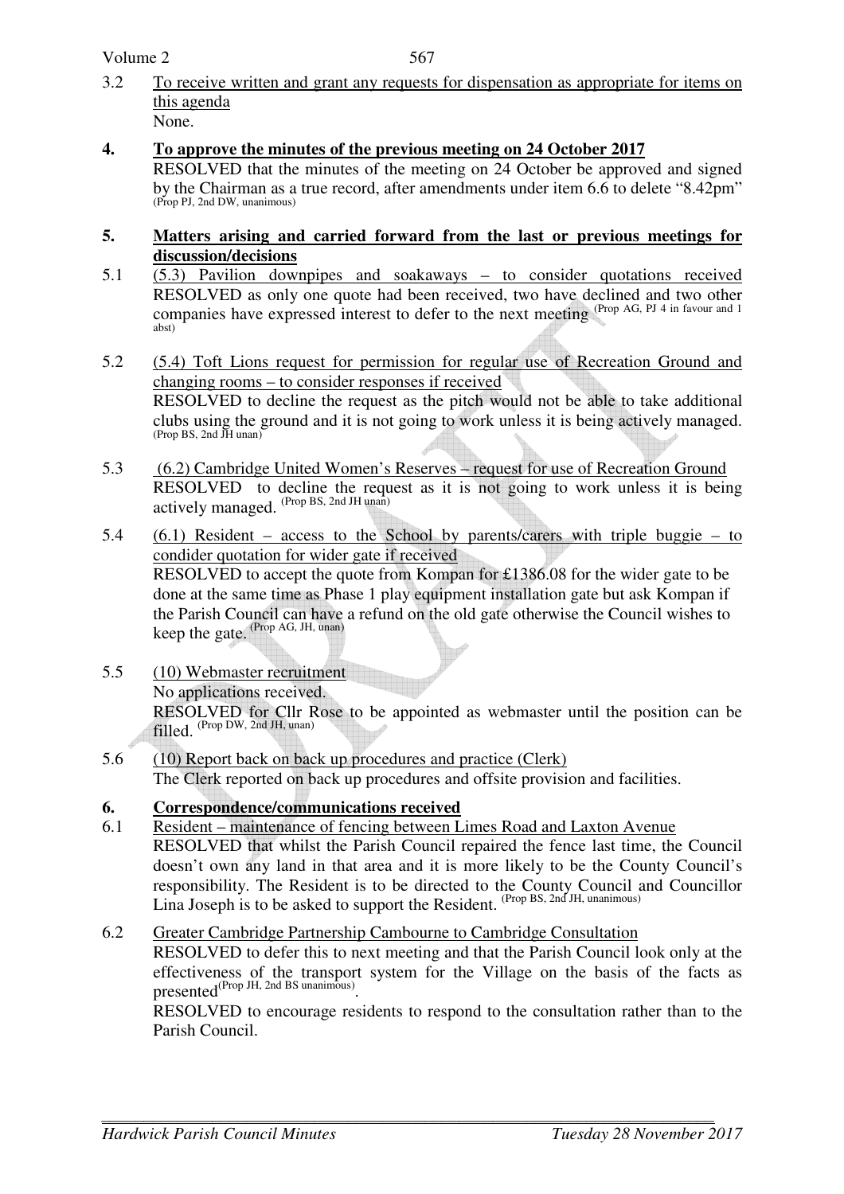3.2 To receive written and grant any requests for dispensation as appropriate for items on this agenda

None.

**4. To approve the minutes of the previous meeting on 24 October 2017**

RESOLVED that the minutes of the meeting on 24 October be approved and signed by the Chairman as a true record, after amendments under item 6.6 to delete "8.42pm" (Prop PJ, 2nd DW, unanimous)

**5. Matters arising and carried forward from the last or previous meetings for discussion/decisions**

5.1 (5.3) Pavilion downpipes and soakaways – to consider quotations received

RESOLVED as only one quote had been received, two have declined and two other companies have expressed interest to defer to the next meeting (Prop AG, PJ 4 in favour and 1 abst)

5.2 (5.4) Toft Lions request for permission for regular use of Recreation Ground and changing rooms – to consider responses if received

RESOLVED to decline the request as the pitch would not be able to take additional clubs using the ground and it is not going to work unless it is being actively managed. (Prop BS, 2nd JH unan)

5.3 (6.2) Cambridge United Women's Reserves – request for use of Recreation Ground

RESOLVED to decline the request as it is not going to work unless it is being actively managed. (Prop BS, 2nd JH unan)

5.4 (6.1) Resident – access to the School by parents/carers with triple buggie – to condider quotation for wider gate if received

RESOLVED to accept the quote from Kompan for £1386.08 for the wider gate to be done at the same time as Phase 1 play equipment installation gate but ask Kompan if the Parish Council can have a refund on the old gate otherwise the Council wishes to keep the gate. (Prop AG, JH, unan)

5.5 (10) Webmaster recruitment

No applications received.

RESOLVED for Cllr Rose to be appointed as webmaster until the position can be filled. (Prop DW, 2nd JH, unan)

5.6 (10) Report back on back up procedures and practice (Clerk)

The Clerk reported on back up procedures and offsite provision and facilities.

**6. Correspondence/communications received**

6.1 Resident – maintenance of fencing between Limes Road and Laxton Avenue

RESOLVED that whilst the Parish Council repaired the fence last time, the Council doesn't own any land in that area and it is more likely to be the County Council's responsibility. The Resident is to be directed to the County Council and Councillor Lina Joseph is to be asked to support the Resident. (Prop BS, 2nd JH, unanimous)

6.2 Greater Cambridge Partnership Cambourne to Cambridge Consultation

RESOLVED to defer this to next meeting and that the Parish Council look only at the effectiveness of the transport system for the Village on the basis of the facts as presented (Prop JH, 2nd BS unanimous).

RESOLVED to encourage residents to respond to the consultation rather than to the Parish Council.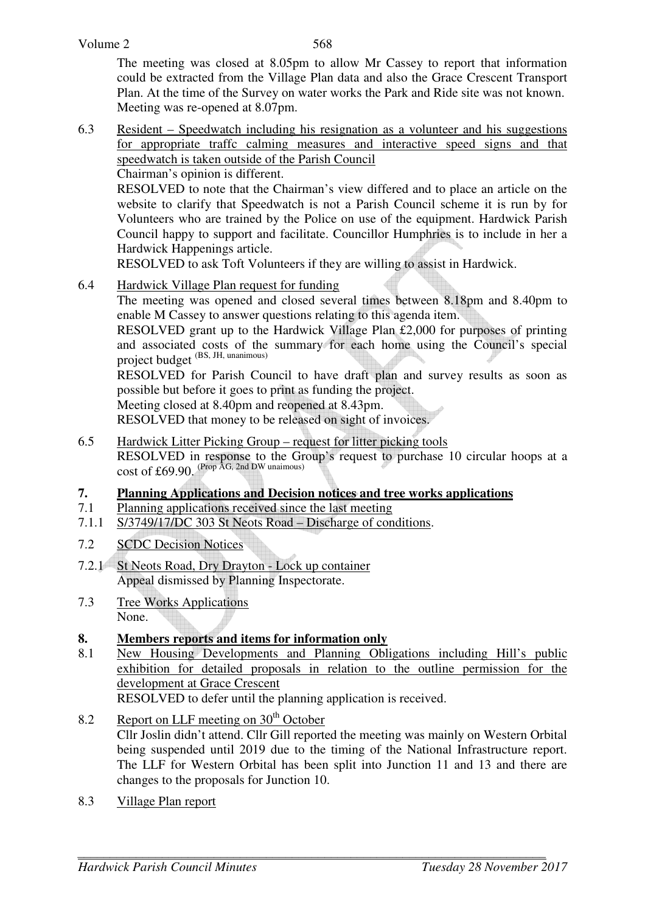The meeting was closed at 8.05pm to allow Mr Cassey to report that information could be extracted from the Village Plan data and also the Grace Crescent Transport Plan. At the time of the Survey on water works the Park and Ride site was not known. Meeting was re-opened at 8.07pm.

6.3 Resident – Speedwatch including his resignation as a volunteer and his suggestions for appropriate traffc calming measures and interactive speed signs and that speedwatch is taken outside of the Parish Council

Chairman's opinion is different.

RESOLVED to note that the Chairman's view differed and to place an article on the website to clarify that Speedwatch is not a Parish Council scheme it is run by for Volunteers who are trained by the Police on use of the equipment. Hardwick Parish Council happy to support and facilitate. Councillor Humphries is to include in her a Hardwick Happenings article.

RESOLVED to ask Toft Volunteers if they are willing to assist in Hardwick.

6.4 Hardwick Village Plan request for funding

The meeting was opened and closed several times between 8.18pm and 8.40pm to enable M Cassey to answer questions relating to this agenda item.

RESOLVED grant up to the Hardwick Village Plan £2,000 for purposes of printing and associated costs of the summary for each home using the Council's special project budget (BS, JH, unanimous)

RESOLVED for Parish Council to have draft plan and survey results as soon as possible but before it goes to print as funding the project.

Meeting closed at 8.40pm and reopened at 8.43pm.

RESOLVED that money to be released on sight of invoices.

6.5 Hardwick Litter Picking Group – request for litter picking tools

RESOLVED in response to the Group's request to purchase 10 circular hoops at a cost of £69.90. (Prop AG, 2nd DW unaimous)

## 7. Planning Applications and Decision notices and tree works applications

7.1 Planning applications received since the last meeting

7.1.1 S/3749/17/DC 303 St Neots Road – Discharge of conditions.

7.2 SCDC Decision Notices

7.2.1 St Neots Road, Dry Drayton - Lock up container

Appeal dismissed by Planning Inspectorate.

7.3 Tree Works Applications

None.

## 8. Members reports and items for information only

8.1 New Housing Developments and Planning Obligations including Hill's public exhibition for detailed proposals in relation to the outline permission for the development at Grace Crescent

RESOLVED to defer until the planning application is received.

8.2 Report on LLF meeting on 30th October

Cllr Joslin didn't attend. Cllr Gill reported the meeting was mainly on Western Orbital being suspended until 2019 due to the timing of the National Infrastructure report. The LLF for Western Orbital has been split into Junction 11 and 13 and there are changes to the proposals for Junction 10.

8.3 Village Plan report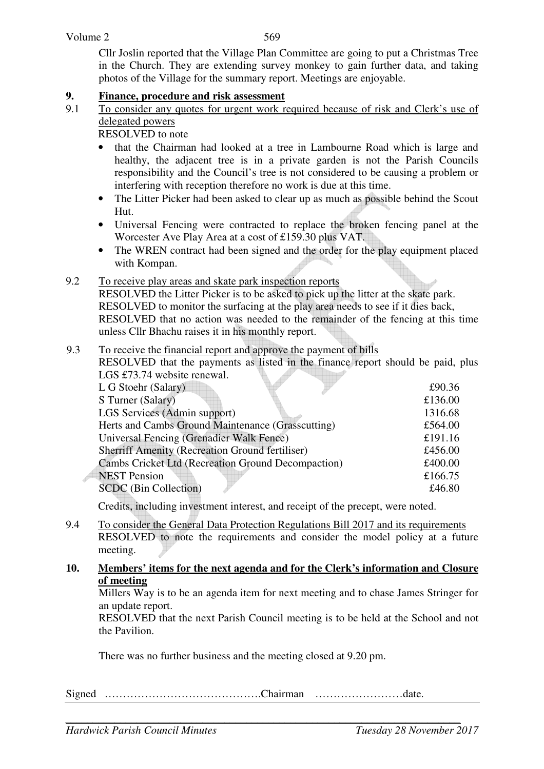Cllr Joslin reported that the Village Plan Committee are going to put a Christmas Tree in the Church. They are extending survey monkey to gain further data, and taking photos of the Village for the summary report. Meetings are enjoyable.

## 9. Finance, procedure and risk assessment

9.1 To consider any quotes for urgent work required because of risk and Clerk's use of delegated powers

RESOLVED to note

- that the Chairman had looked at a tree in Lambourne Road which is large and healthy, the adjacent tree is in a private garden is not the Parish Councils responsibility and the Council's tree is not considered to be causing a problem or interfering with reception therefore no work is due at this time.
- The Litter Picker had been asked to clear up as much as possible behind the Scout Hut.
- Universal Fencing were contracted to replace the broken fencing panel at the Worcester Ave Play Area at a cost of £159.30 plus VAT.
- The WREN contract had been signed and the order for the play equipment placed with Kompan.

9.2 To receive play areas and skate park inspection reports

RESOLVED the Litter Picker is to be asked to pick up the litter at the skate park.
RESOLVED to monitor the surfacing at the play area needs to see if it dies back,
RESOLVED that no action was needed to the remainder of the fencing at this time unless Cllr Bhachu raises it in his monthly report.

9.3 To receive the financial report and approve the payment of bills

RESOLVED that the payments as listed in the finance report should be paid, plus LGS £73.74 website renewal.

| | |
|---|---|
| L G Stoehr (Salary) | £90.36 |
| S Turner (Salary) | £136.00 |
| LGS Services (Admin support) | 1316.68 |
| Herts and Cambs Ground Maintenance (Grasscutting) | £564.00 |
| Universal Fencing (Grenadier Walk Fence) | £191.16 |
| Sherriff Amenity (Recreation Ground fertiliser) | £456.00 |
| Cambs Cricket Ltd (Recreation Ground Decompaction) | £400.00 |
| NEST Pension | £166.75 |
| SCDC (Bin Collection) | £46.80 |

Credits, including investment interest, and receipt of the precept, were noted.

9.4 To consider the General Data Protection Regulations Bill 2017 and its requirements

RESOLVED to note the requirements and consider the model policy at a future meeting.

## 10. Members' items for the next agenda and for the Clerk's information and Closure of meeting

Millers Way is to be an agenda item for next meeting and to chase James Stringer for an update report.

RESOLVED that the next Parish Council meeting is to be held at the School and not the Pavilion.

There was no further business and the meeting closed at 9.20 pm.

Signed …………………………………….Chairman ……………………date.